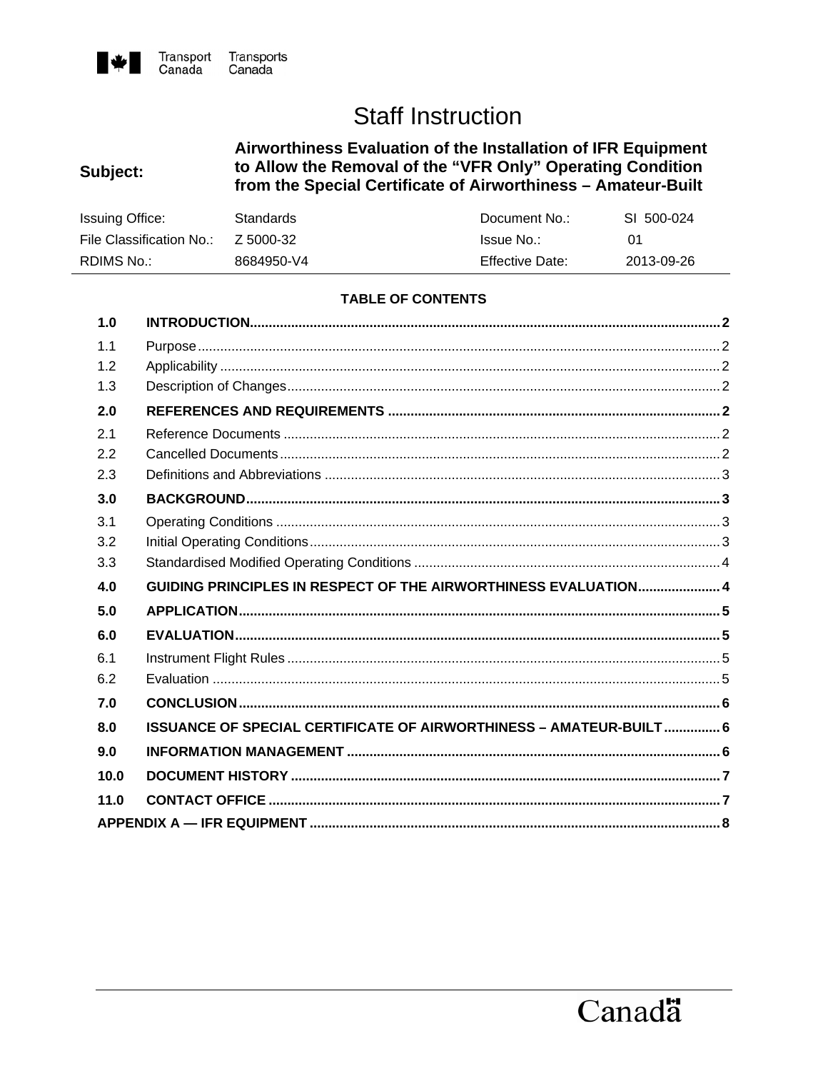Transport Canada Transports Canada

# Staff Instruction

| **Subject:** | **Airworthiness Evaluation of the Installation of IFR Equipment to Allow the Removal of the "VFR Only" Operating Condition from the Special Certificate of Airworthiness – Amateur-Built** | | |
|---|---|---|---|
| Issuing Office: | Standards | Document No.: | SI 500-024 |
| File Classification No.: | Z 5000-32 | Issue No.: | 01 |
| RDIMS No.: | 8684950-V4 | Effective Date: | 2013-09-26 |

**TABLE OF CONTENTS**

| | | |
|---|---|---|
| **1.0** | **INTRODUCTION** | **2** |
| 1.1 | Purpose | 2 |
| 1.2 | Applicability | 2 |
| 1.3 | Description of Changes | 2 |
| **2.0** | **REFERENCES AND REQUIREMENTS** | **2** |
| 2.1 | Reference Documents | 2 |
| 2.2 | Cancelled Documents | 2 |
| 2.3 | Definitions and Abbreviations | 3 |
| **3.0** | **BACKGROUND** | **3** |
| 3.1 | Operating Conditions | 3 |
| 3.2 | Initial Operating Conditions | 3 |
| 3.3 | Standardised Modified Operating Conditions | 4 |
| **4.0** | **GUIDING PRINCIPLES IN RESPECT OF THE AIRWORTHINESS EVALUATION** | **4** |
| **5.0** | **APPLICATION** | **5** |
| **6.0** | **EVALUATION** | **5** |
| 6.1 | Instrument Flight Rules | 5 |
| 6.2 | Evaluation | 5 |
| **7.0** | **CONCLUSION** | **6** |
| **8.0** | **ISSUANCE OF SPECIAL CERTIFICATE OF AIRWORTHINESS – AMATEUR-BUILT** | **6** |
| **9.0** | **INFORMATION MANAGEMENT** | **6** |
| **10.0** | **DOCUMENT HISTORY** | **7** |
| **11.0** | **CONTACT OFFICE** | **7** |
| **APPENDIX A — IFR EQUIPMENT** | | **8** |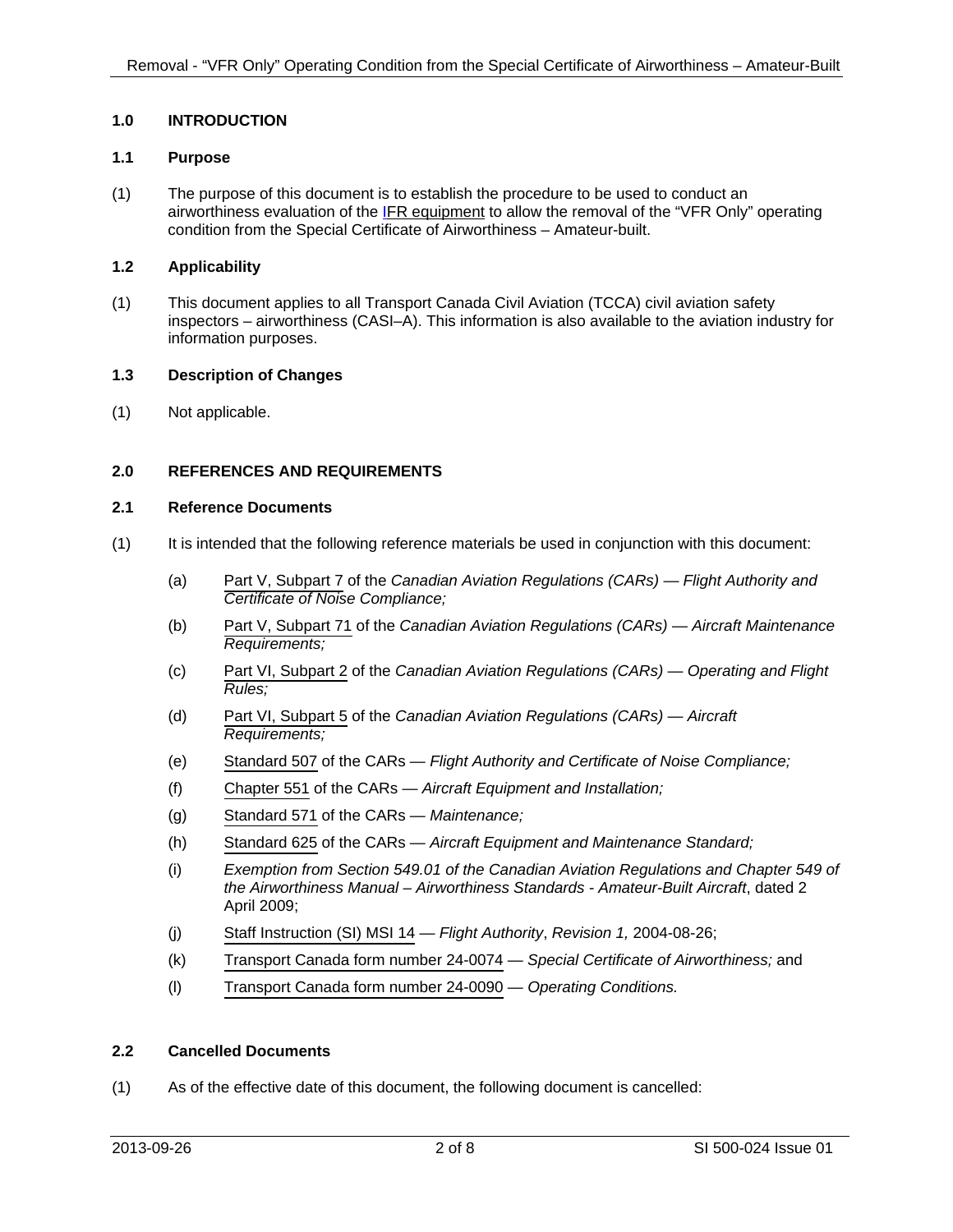## 1.0 INTRODUCTION

### 1.1 Purpose

(1) The purpose of this document is to establish the procedure to be used to conduct an airworthiness evaluation of the IFR equipment to allow the removal of the "VFR Only" operating condition from the Special Certificate of Airworthiness – Amateur-built.

### 1.2 Applicability

(1) This document applies to all Transport Canada Civil Aviation (TCCA) civil aviation safety inspectors – airworthiness (CASI–A). This information is also available to the aviation industry for information purposes.

### 1.3 Description of Changes

(1) Not applicable.

## 2.0 REFERENCES AND REQUIREMENTS

### 2.1 Reference Documents

(1) It is intended that the following reference materials be used in conjunction with this document:

(a) Part V, Subpart 7 of the *Canadian Aviation Regulations (CARs) — Flight Authority and Certificate of Noise Compliance;*

(b) Part V, Subpart 71 of the *Canadian Aviation Regulations (CARs) — Aircraft Maintenance Requirements;*

(c) Part VI, Subpart 2 of the *Canadian Aviation Regulations (CARs) — Operating and Flight Rules;*

(d) Part VI, Subpart 5 of the *Canadian Aviation Regulations (CARs) — Aircraft Requirements;*

(e) Standard 507 of the CARs — *Flight Authority and Certificate of Noise Compliance;*

(f) Chapter 551 of the CARs — *Aircraft Equipment and Installation;*

(g) Standard 571 of the CARs — *Maintenance;*

(h) Standard 625 of the CARs — *Aircraft Equipment and Maintenance Standard;*

(i) *Exemption from Section 549.01 of the Canadian Aviation Regulations and Chapter 549 of the Airworthiness Manual – Airworthiness Standards - Amateur-Built Aircraft*, dated 2 April 2009;

(j) Staff Instruction (SI) MSI 14 — *Flight Authority*, *Revision 1,* 2004-08-26;

(k) Transport Canada form number 24-0074 — *Special Certificate of Airworthiness;* and

(l) Transport Canada form number 24-0090 — *Operating Conditions.*

### 2.2 Cancelled Documents

(1) As of the effective date of this document, the following document is cancelled: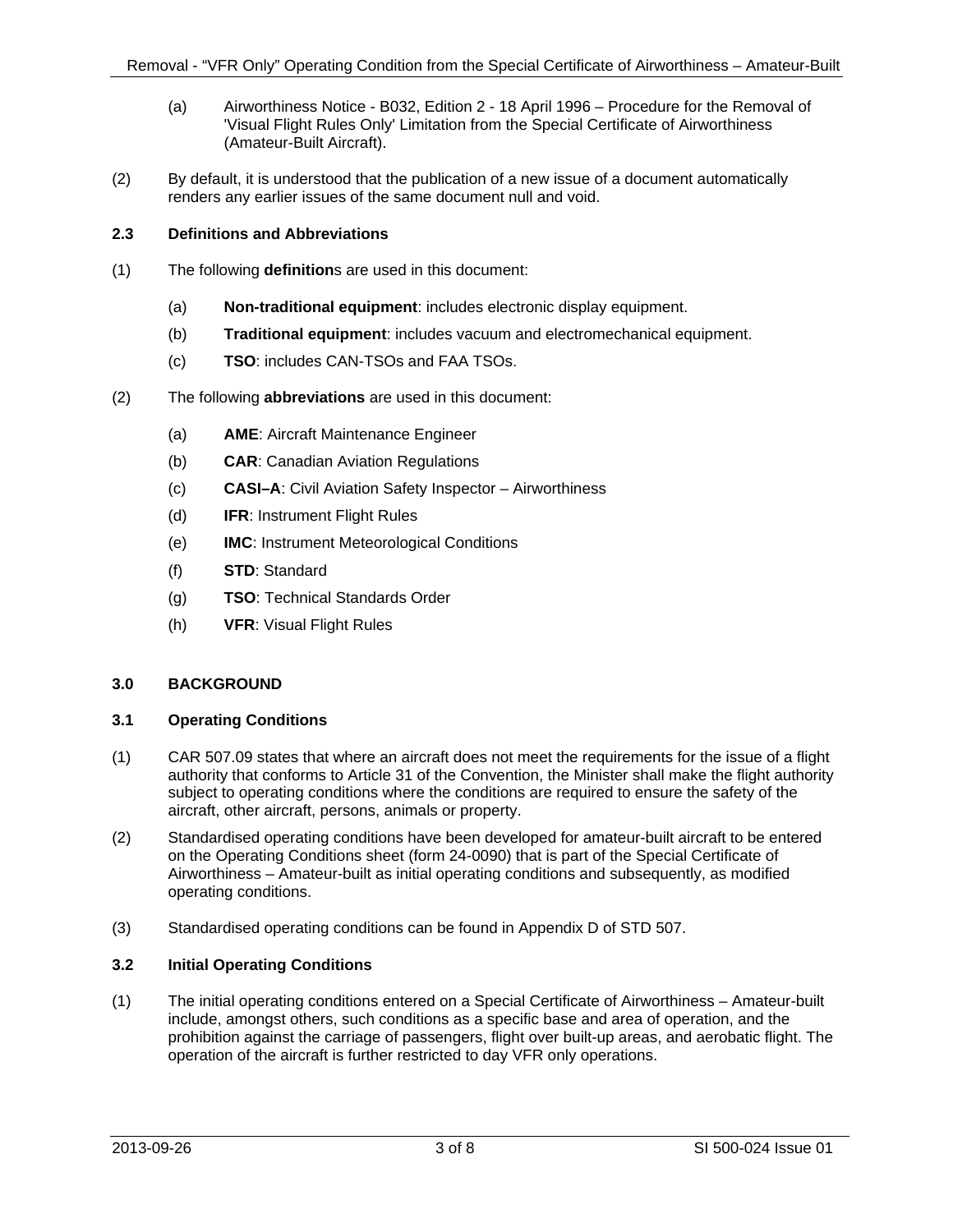(a) Airworthiness Notice - B032, Edition 2 - 18 April 1996 – Procedure for the Removal of 'Visual Flight Rules Only' Limitation from the Special Certificate of Airworthiness (Amateur-Built Aircraft).

(2) By default, it is understood that the publication of a new issue of a document automatically renders any earlier issues of the same document null and void.

### 2.3 Definitions and Abbreviations

(1) The following **definition**s are used in this document:

(a) **Non-traditional equipment**: includes electronic display equipment.

(b) **Traditional equipment**: includes vacuum and electromechanical equipment.

(c) **TSO**: includes CAN-TSOs and FAA TSOs.

(2) The following **abbreviations** are used in this document:

(a) **AME**: Aircraft Maintenance Engineer

(b) **CAR**: Canadian Aviation Regulations

(c) **CASI–A**: Civil Aviation Safety Inspector – Airworthiness

(d) **IFR**: Instrument Flight Rules

(e) **IMC**: Instrument Meteorological Conditions

(f) **STD**: Standard

(g) **TSO**: Technical Standards Order

(h) **VFR**: Visual Flight Rules

## 3.0 BACKGROUND

### 3.1 Operating Conditions

(1) CAR 507.09 states that where an aircraft does not meet the requirements for the issue of a flight authority that conforms to Article 31 of the Convention, the Minister shall make the flight authority subject to operating conditions where the conditions are required to ensure the safety of the aircraft, other aircraft, persons, animals or property.

(2) Standardised operating conditions have been developed for amateur-built aircraft to be entered on the Operating Conditions sheet (form 24-0090) that is part of the Special Certificate of Airworthiness – Amateur-built as initial operating conditions and subsequently, as modified operating conditions.

(3) Standardised operating conditions can be found in Appendix D of STD 507.

### 3.2 Initial Operating Conditions

(1) The initial operating conditions entered on a Special Certificate of Airworthiness – Amateur-built include, amongst others, such conditions as a specific base and area of operation, and the prohibition against the carriage of passengers, flight over built-up areas, and aerobatic flight. The operation of the aircraft is further restricted to day VFR only operations.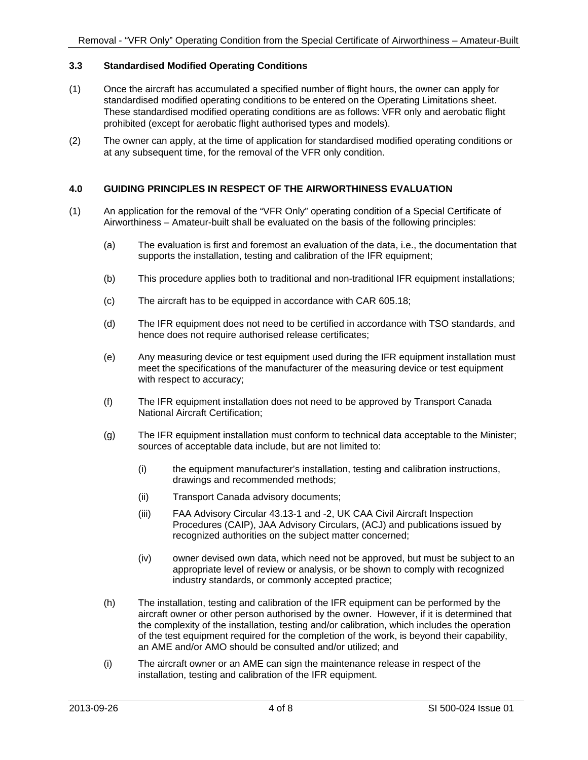### 3.3 Standardised Modified Operating Conditions

(1) Once the aircraft has accumulated a specified number of flight hours, the owner can apply for standardised modified operating conditions to be entered on the Operating Limitations sheet. These standardised modified operating conditions are as follows: VFR only and aerobatic flight prohibited (except for aerobatic flight authorised types and models).

(2) The owner can apply, at the time of application for standardised modified operating conditions or at any subsequent time, for the removal of the VFR only condition.

## 4.0 GUIDING PRINCIPLES IN RESPECT OF THE AIRWORTHINESS EVALUATION

(1) An application for the removal of the "VFR Only" operating condition of a Special Certificate of Airworthiness – Amateur-built shall be evaluated on the basis of the following principles:

- (a) The evaluation is first and foremost an evaluation of the data, i.e., the documentation that supports the installation, testing and calibration of the IFR equipment;
- (b) This procedure applies both to traditional and non-traditional IFR equipment installations;
- (c) The aircraft has to be equipped in accordance with CAR 605.18;
- (d) The IFR equipment does not need to be certified in accordance with TSO standards, and hence does not require authorised release certificates;
- (e) Any measuring device or test equipment used during the IFR equipment installation must meet the specifications of the manufacturer of the measuring device or test equipment with respect to accuracy;
- (f) The IFR equipment installation does not need to be approved by Transport Canada National Aircraft Certification;
- (g) The IFR equipment installation must conform to technical data acceptable to the Minister; sources of acceptable data include, but are not limited to:
  - (i) the equipment manufacturer's installation, testing and calibration instructions, drawings and recommended methods;
  - (ii) Transport Canada advisory documents;
  - (iii) FAA Advisory Circular 43.13-1 and -2, UK CAA Civil Aircraft Inspection Procedures (CAIP), JAA Advisory Circulars, (ACJ) and publications issued by recognized authorities on the subject matter concerned;
  - (iv) owner devised own data, which need not be approved, but must be subject to an appropriate level of review or analysis, or be shown to comply with recognized industry standards, or commonly accepted practice;
- (h) The installation, testing and calibration of the IFR equipment can be performed by the aircraft owner or other person authorised by the owner. However, if it is determined that the complexity of the installation, testing and/or calibration, which includes the operation of the test equipment required for the completion of the work, is beyond their capability, an AME and/or AMO should be consulted and/or utilized; and
- (i) The aircraft owner or an AME can sign the maintenance release in respect of the installation, testing and calibration of the IFR equipment.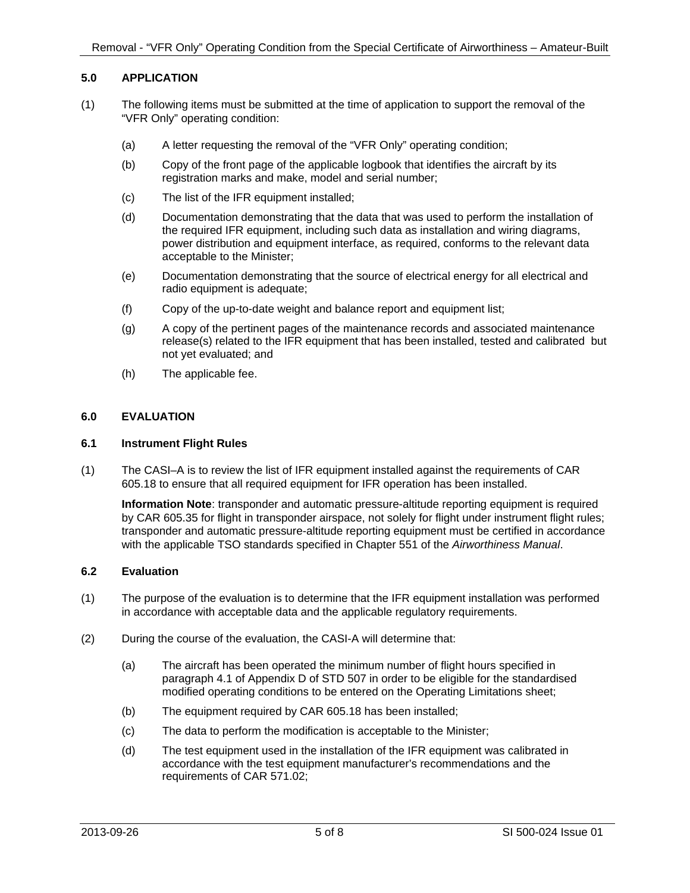## 5.0 APPLICATION

(1) The following items must be submitted at the time of application to support the removal of the "VFR Only" operating condition:

(a) A letter requesting the removal of the "VFR Only" operating condition;

(b) Copy of the front page of the applicable logbook that identifies the aircraft by its registration marks and make, model and serial number;

(c) The list of the IFR equipment installed;

(d) Documentation demonstrating that the data that was used to perform the installation of the required IFR equipment, including such data as installation and wiring diagrams, power distribution and equipment interface, as required, conforms to the relevant data acceptable to the Minister;

(e) Documentation demonstrating that the source of electrical energy for all electrical and radio equipment is adequate;

(f) Copy of the up-to-date weight and balance report and equipment list;

(g) A copy of the pertinent pages of the maintenance records and associated maintenance release(s) related to the IFR equipment that has been installed, tested and calibrated but not yet evaluated; and

(h) The applicable fee.

## 6.0 EVALUATION

### 6.1 Instrument Flight Rules

(1) The CASI–A is to review the list of IFR equipment installed against the requirements of CAR 605.18 to ensure that all required equipment for IFR operation has been installed.

**Information Note**: transponder and automatic pressure-altitude reporting equipment is required by CAR 605.35 for flight in transponder airspace, not solely for flight under instrument flight rules; transponder and automatic pressure-altitude reporting equipment must be certified in accordance with the applicable TSO standards specified in Chapter 551 of the *Airworthiness Manual*.

### 6.2 Evaluation

(1) The purpose of the evaluation is to determine that the IFR equipment installation was performed in accordance with acceptable data and the applicable regulatory requirements.

(2) During the course of the evaluation, the CASI-A will determine that:

(a) The aircraft has been operated the minimum number of flight hours specified in paragraph 4.1 of Appendix D of STD 507 in order to be eligible for the standardised modified operating conditions to be entered on the Operating Limitations sheet;

(b) The equipment required by CAR 605.18 has been installed;

(c) The data to perform the modification is acceptable to the Minister;

(d) The test equipment used in the installation of the IFR equipment was calibrated in accordance with the test equipment manufacturer's recommendations and the requirements of CAR 571.02;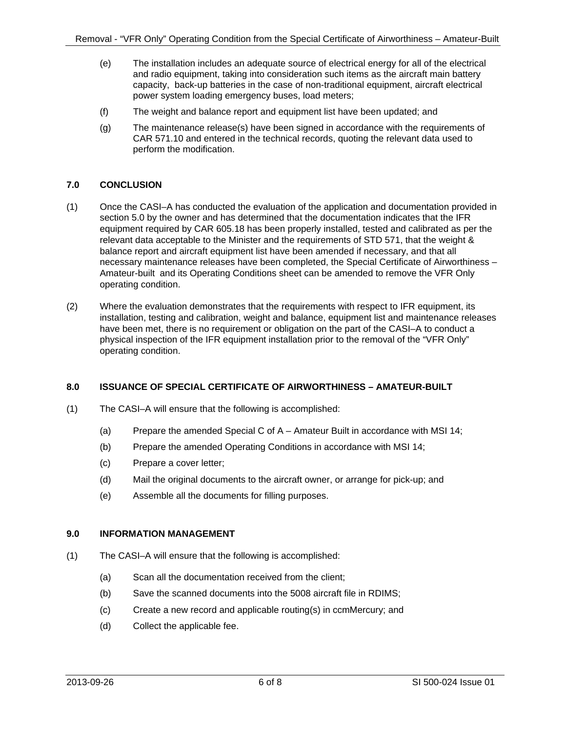(e) The installation includes an adequate source of electrical energy for all of the electrical and radio equipment, taking into consideration such items as the aircraft main battery capacity, back-up batteries in the case of non-traditional equipment, aircraft electrical power system loading emergency buses, load meters;

(f) The weight and balance report and equipment list have been updated; and

(g) The maintenance release(s) have been signed in accordance with the requirements of CAR 571.10 and entered in the technical records, quoting the relevant data used to perform the modification.

## 7.0 CONCLUSION

(1) Once the CASI–A has conducted the evaluation of the application and documentation provided in section 5.0 by the owner and has determined that the documentation indicates that the IFR equipment required by CAR 605.18 has been properly installed, tested and calibrated as per the relevant data acceptable to the Minister and the requirements of STD 571, that the weight & balance report and aircraft equipment list have been amended if necessary, and that all necessary maintenance releases have been completed, the Special Certificate of Airworthiness – Amateur-built and its Operating Conditions sheet can be amended to remove the VFR Only operating condition.

(2) Where the evaluation demonstrates that the requirements with respect to IFR equipment, its installation, testing and calibration, weight and balance, equipment list and maintenance releases have been met, there is no requirement or obligation on the part of the CASI–A to conduct a physical inspection of the IFR equipment installation prior to the removal of the "VFR Only" operating condition.

## 8.0 ISSUANCE OF SPECIAL CERTIFICATE OF AIRWORTHINESS – AMATEUR-BUILT

(1) The CASI–A will ensure that the following is accomplished:

(a) Prepare the amended Special C of A – Amateur Built in accordance with MSI 14;

(b) Prepare the amended Operating Conditions in accordance with MSI 14;

(c) Prepare a cover letter;

(d) Mail the original documents to the aircraft owner, or arrange for pick-up; and

(e) Assemble all the documents for filling purposes.

## 9.0 INFORMATION MANAGEMENT

(1) The CASI–A will ensure that the following is accomplished:

(a) Scan all the documentation received from the client;

(b) Save the scanned documents into the 5008 aircraft file in RDIMS;

(c) Create a new record and applicable routing(s) in ccmMercury; and

(d) Collect the applicable fee.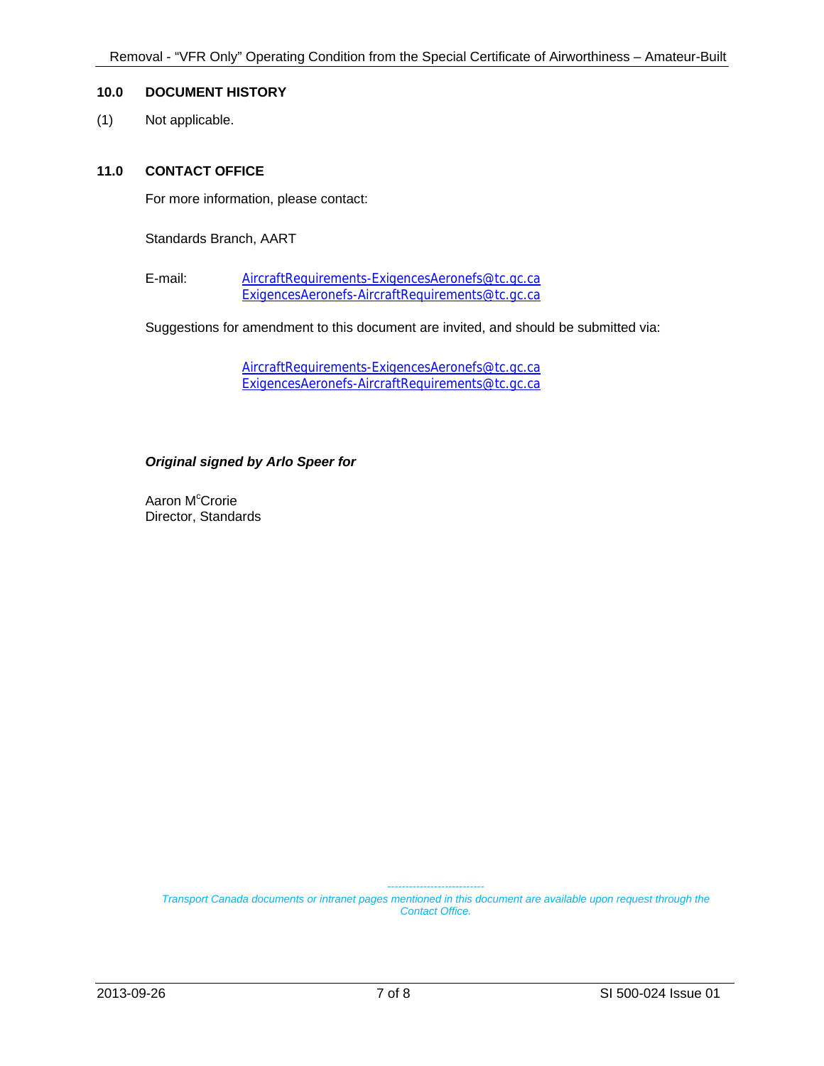## 10.0 DOCUMENT HISTORY

(1) Not applicable.

## 11.0 CONTACT OFFICE

For more information, please contact:

Standards Branch, AART

E-mail: AircraftRequirements-ExigencesAeronefs@tc.gc.ca
ExigencesAeronefs-AircraftRequirements@tc.gc.ca

Suggestions for amendment to this document are invited, and should be submitted via:

AircraftRequirements-ExigencesAeronefs@tc.gc.ca
ExigencesAeronefs-AircraftRequirements@tc.gc.ca

***Original signed by Arlo Speer for***

Aaron McCrorie
Director, Standards

---------------------------

*Transport Canada documents or intranet pages mentioned in this document are available upon request through the Contact Office.*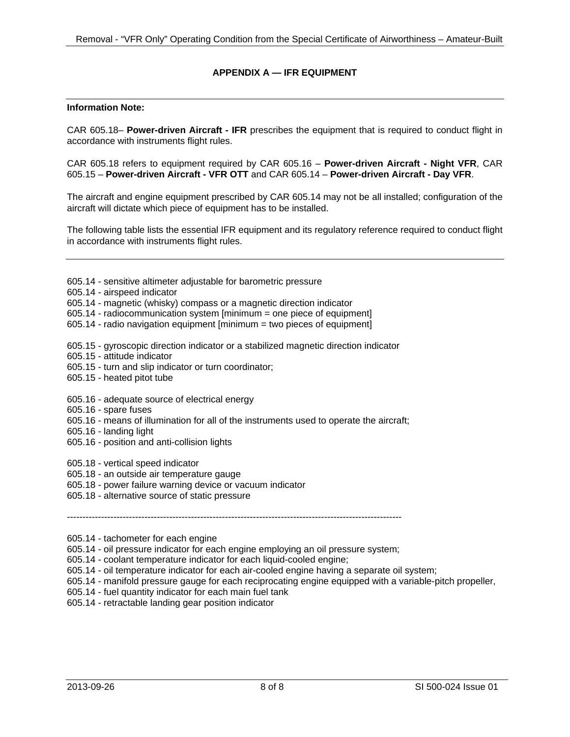## APPENDIX A — IFR EQUIPMENT

---

**Information Note:**

CAR 605.18– **Power-driven Aircraft - IFR** prescribes the equipment that is required to conduct flight in accordance with instruments flight rules.

CAR 605.18 refers to equipment required by CAR 605.16 – **Power-driven Aircraft - Night VFR**, CAR 605.15 – **Power-driven Aircraft - VFR OTT** and CAR 605.14 – **Power-driven Aircraft - Day VFR**.

The aircraft and engine equipment prescribed by CAR 605.14 may not be all installed; configuration of the aircraft will dictate which piece of equipment has to be installed.

The following table lists the essential IFR equipment and its regulatory reference required to conduct flight in accordance with instruments flight rules.

---

605.14 - sensitive altimeter adjustable for barometric pressure
605.14 - airspeed indicator
605.14 - magnetic (whisky) compass or a magnetic direction indicator
605.14 - radiocommunication system [minimum = one piece of equipment]
605.14 - radio navigation equipment [minimum = two pieces of equipment]

605.15 - gyroscopic direction indicator or a stabilized magnetic direction indicator
605.15 - attitude indicator
605.15 - turn and slip indicator or turn coordinator;
605.15 - heated pitot tube

605.16 - adequate source of electrical energy
605.16 - spare fuses
605.16 - means of illumination for all of the instruments used to operate the aircraft;
605.16 - landing light
605.16 - position and anti-collision lights

605.18 - vertical speed indicator
605.18 - an outside air temperature gauge
605.18 - power failure warning device or vacuum indicator
605.18 - alternative source of static pressure

---

605.14 - tachometer for each engine
605.14 - oil pressure indicator for each engine employing an oil pressure system;
605.14 - coolant temperature indicator for each liquid-cooled engine;
605.14 - oil temperature indicator for each air-cooled engine having a separate oil system;
605.14 - manifold pressure gauge for each reciprocating engine equipped with a variable-pitch propeller,
605.14 - fuel quantity indicator for each main fuel tank
605.14 - retractable landing gear position indicator